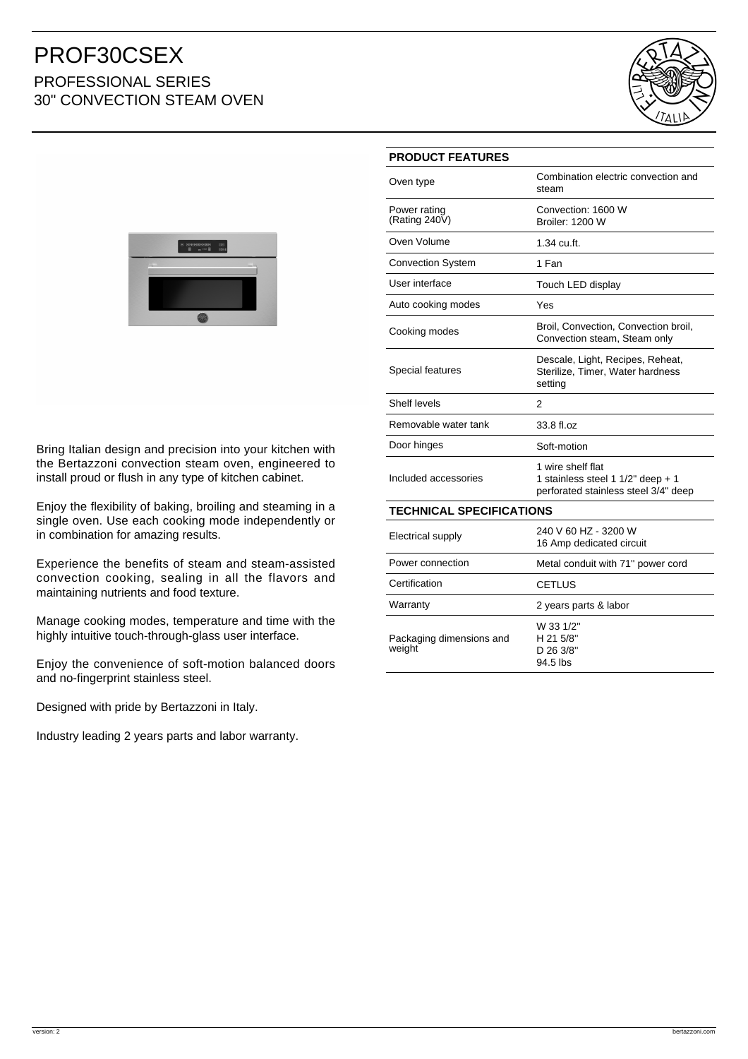# PROF30CSEX

## PROFESSIONAL SERIES
## 30" CONVECTION STEAM OVEN

Bring Italian design and precision into your kitchen with the Bertazzoni convection steam oven, engineered to install proud or flush in any type of kitchen cabinet.

Enjoy the flexibility of baking, broiling and steaming in a single oven. Use each cooking mode independently or in combination for amazing results.

Experience the benefits of steam and steam-assisted convection cooking, sealing in all the flavors and maintaining nutrients and food texture.

Manage cooking modes, temperature and time with the highly intuitive touch-through-glass user interface.

Enjoy the convenience of soft-motion balanced doors and no-fingerprint stainless steel.

Designed with pride by Bertazzoni in Italy.

Industry leading 2 years parts and labor warranty.

| PRODUCT FEATURES | |
|---|---|
| Oven type | Combination electric convection and steam |
| Power rating (Rating 240V) | Convection: 1600 W<br>Broiler: 1200 W |
| Oven Volume | 1.34 cu.ft. |
| Convection System | 1 Fan |
| User interface | Touch LED display |
| Auto cooking modes | Yes |
| Cooking modes | Broil, Convection, Convection broil, Convection steam, Steam only |
| Special features | Descale, Light, Recipes, Reheat, Sterilize, Timer, Water hardness setting |
| Shelf levels | 2 |
| Removable water tank | 33.8 fl.oz |
| Door hinges | Soft-motion |
| Included accessories | 1 wire shelf flat<br>1 stainless steel 1 1/2" deep + 1 perforated stainless steel 3/4" deep |

| TECHNICAL SPECIFICATIONS | |
|---|---|
| Electrical supply | 240 V 60 HZ - 3200 W<br>16 Amp dedicated circuit |
| Power connection | Metal conduit with 71" power cord |
| Certification | CETLUS |
| Warranty | 2 years parts & labor |
| Packaging dimensions and weight | W 33 1/2"<br>H 21 5/8"<br>D 26 3/8"<br>94.5 lbs |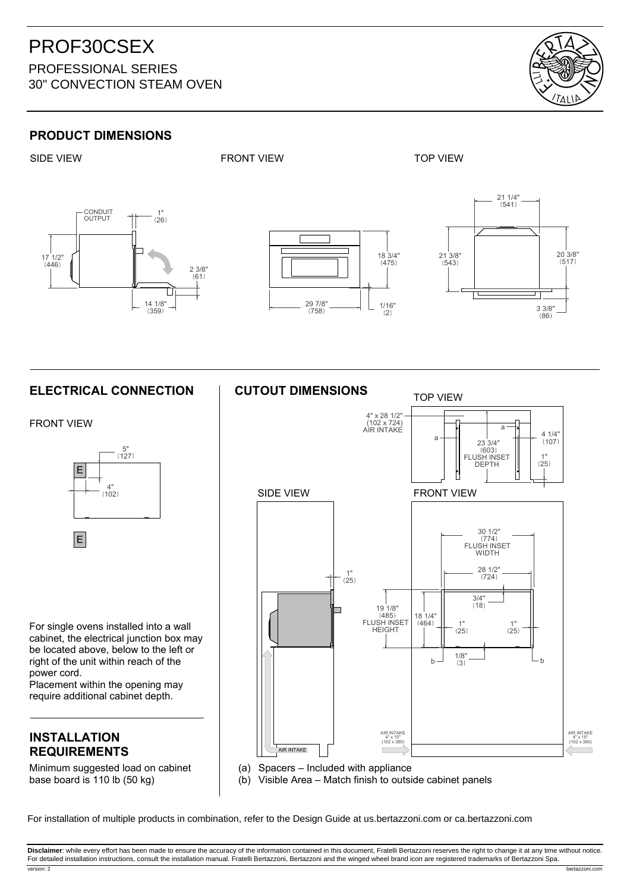# PROF30CSEX

PROFESSIONAL SERIES
30" CONVECTION STEAM OVEN

## PRODUCT DIMENSIONS

SIDE VIEW

CONDUIT OUTPUT
1" (26)
17 1/2" (446)
2 3/8" (61)
14 1/8" (359)

FRONT VIEW

18 3/4" (475)
29 7/8" (758)
1/16" (2)

TOP VIEW

21 1/4" (541)
21 3/8" (543)
20 3/8" (517)
3 3/8" (86)

## ELECTRICAL CONNECTION

FRONT VIEW

5" (127)
E
4" (102)
E

For single ovens installed into a wall cabinet, the electrical junction box may be located above, below to the left or right of the unit within reach of the power cord.
Placement within the opening may require additional cabinet depth.

## INSTALLATION REQUIREMENTS

Minimum suggested load on cabinet base board is 110 lb (50 kg)

## CUTOUT DIMENSIONS

TOP VIEW

4" x 28 1/2" (102 x 724) AIR INTAKE
a
a
23 3/4" (603) FLUSH INSET DEPTH
4 1/4" (107)
1" (25)

SIDE VIEW

1" (25)
AIR INTAKE

FRONT VIEW

30 1/2" (774) FLUSH INSET WIDTH
28 1/2" (724)
3/4" (18)
19 1/8" (485) FLUSH INSET HEIGHT
18 1/4" (464)
1" (25)
1" (25)
1/8" (3)
b
b
AIR INTAKE 4" x 15" (102 x 380)
AIR INTAKE 4" x 15" (102 x 380)

(a) Spacers – Included with appliance
(b) Visible Area – Match finish to outside cabinet panels

For installation of multiple products in combination, refer to the Design Guide at us.bertazzoni.com or ca.bertazzoni.com

**Disclaimer**: while every effort has been made to ensure the accuracy of the information contained in this document, Fratelli Bertazzoni reserves the right to change it at any time without notice. For detailed installation instructions, consult the installation manual. Fratelli Bertazzoni, Bertazzoni and the winged wheel brand icon are registered trademarks of Bertazzoni Spa.

version: 2

bertazzoni.com